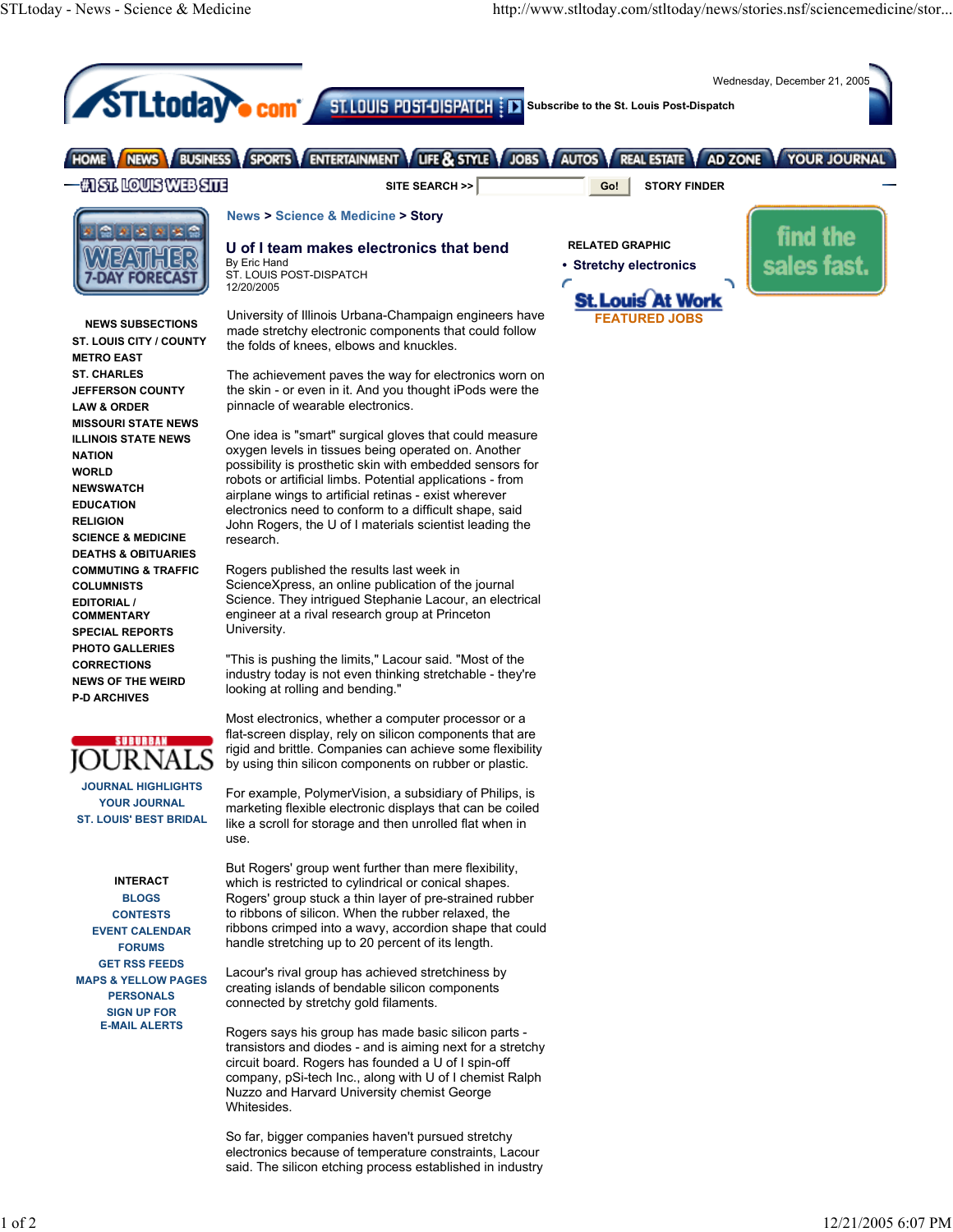News > Science & Medicine > Story

# U of I team makes electronics that bend

By Eric Hand
ST. LOUIS POST-DISPATCH
12/20/2005

University of Illinois Urbana-Champaign engineers have made stretchy electronic components that could follow the folds of knees, elbows and knuckles.

The achievement paves the way for electronics worn on the skin - or even in it. And you thought iPods were the pinnacle of wearable electronics.

One idea is "smart" surgical gloves that could measure oxygen levels in tissues being operated on. Another possibility is prosthetic skin with embedded sensors for robots or artificial limbs. Potential applications - from airplane wings to artificial retinas - exist wherever electronics need to conform to a difficult shape, said John Rogers, the U of I materials scientist leading the research.

Rogers published the results last week in ScienceXpress, an online publication of the journal Science. They intrigued Stephanie Lacour, an electrical engineer at a rival research group at Princeton University.

"This is pushing the limits," Lacour said. "Most of the industry today is not even thinking stretchable - they're looking at rolling and bending."

Most electronics, whether a computer processor or a flat-screen display, rely on silicon components that are rigid and brittle. Companies can achieve some flexibility by using thin silicon components on rubber or plastic.

For example, PolymerVision, a subsidiary of Philips, is marketing flexible electronic displays that can be coiled like a scroll for storage and then unrolled flat when in use.

But Rogers' group went further than mere flexibility, which is restricted to cylindrical or conical shapes. Rogers' group stuck a thin layer of pre-strained rubber to ribbons of silicon. When the rubber relaxed, the ribbons crimped into a wavy, accordion shape that could handle stretching up to 20 percent of its length.

Lacour's rival group has achieved stretchiness by creating islands of bendable silicon components connected by stretchy gold filaments.

Rogers says his group has made basic silicon parts - transistors and diodes - and is aiming next for a stretchy circuit board. Rogers has founded a U of I spin-off company, pSi-tech Inc., along with U of I chemist Ralph Nuzzo and Harvard University chemist George Whitesides.

So far, bigger companies haven't pursued stretchy electronics because of temperature constraints, Lacour said. The silicon etching process established in industry

RELATED GRAPHIC

- Stretchy electronics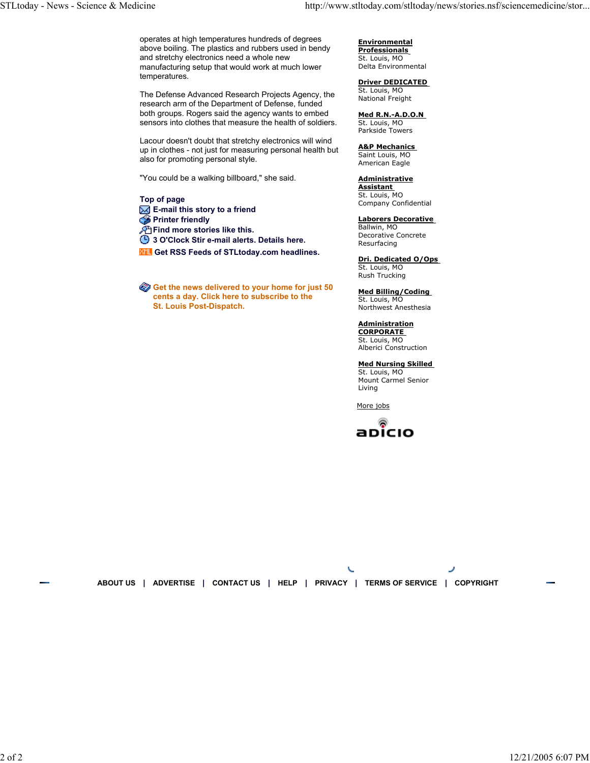operates at high temperatures hundreds of degrees above boiling. The plastics and rubbers used in bendy and stretchy electronics need a whole new manufacturing setup that would work at much lower temperatures.

The Defense Advanced Research Projects Agency, the research arm of the Department of Defense, funded both groups. Rogers said the agency wants to embed sensors into clothes that measure the health of soldiers.

Lacour doesn't doubt that stretchy electronics will wind up in clothes - not just for measuring personal health but also for promoting personal style.

"You could be a walking billboard," she said.

**Top of page**
**E-mail this story to a friend**
**Printer friendly**
**Find more stories like this.**
**3 O'Clock Stir e-mail alerts. Details here.**
**Get RSS Feeds of STLtoday.com headlines.**

**Get the news delivered to your home for just 50 cents a day. Click here to subscribe to the St. Louis Post-Dispatch.**

**Environmental Professionals**
St. Louis, MO
Delta Environmental

**Driver DEDICATED**
St. Louis, MO
National Freight

**Med R.N.-A.D.O.N**
St. Louis, MO
Parkside Towers

**A&P Mechanics**
Saint Louis, MO
American Eagle

**Administrative Assistant**
St. Louis, MO
Company Confidential

**Laborers Decorative**
Ballwin, MO
Decorative Concrete Resurfacing

**Dri. Dedicated O/Ops**
St. Louis, MO
Rush Trucking

**Med Billing/Coding**
St. Louis, MO
Northwest Anesthesia

**Administration CORPORATE**
St. Louis, MO
Alberici Construction

**Med Nursing Skilled**
St. Louis, MO
Mount Carmel Senior Living

More jobs

adicio

ABOUT US | ADVERTISE | CONTACT US | HELP | PRIVACY | TERMS OF SERVICE | COPYRIGHT